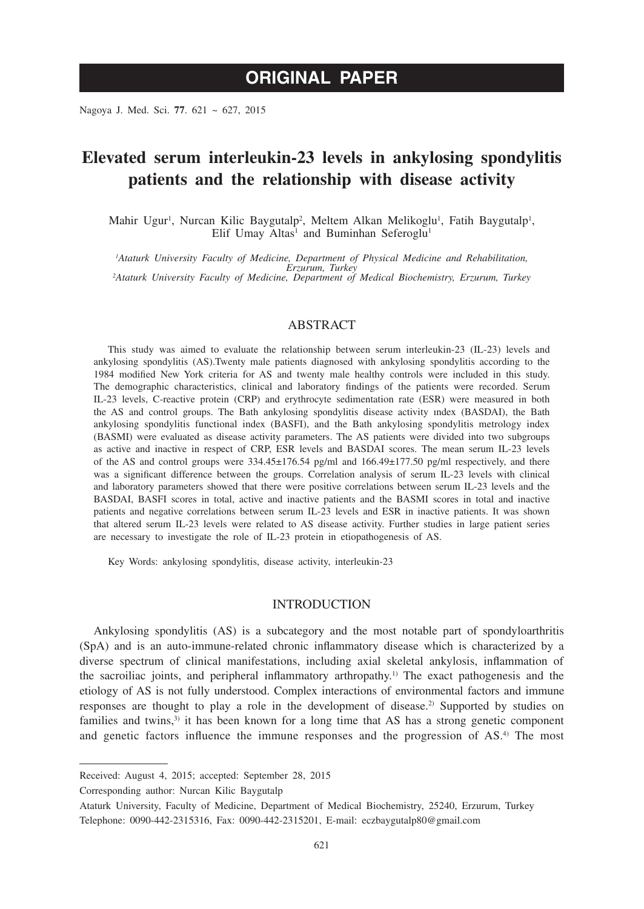ORIGINAL PAPER

# Elevated serum interleukin-23 levels in ankylosing spondylitis patients and the relationship with disease activity

Mahir Ugur[1], Nurcan Kilic Baygutalp[2], Meltem Alkan Melikoglu[1], Fatih Baygutalp[1], Elif Umay Altas[1] and Buminhan Seferoglu[1]

[1]*Ataturk University Faculty of Medicine, Department of Physical Medicine and Rehabilitation, Erzurum, Turkey*
[2]*Ataturk University Faculty of Medicine, Department of Medical Biochemistry, Erzurum, Turkey*

## ABSTRACT

This study was aimed to evaluate the relationship between serum interleukin-23 (IL-23) levels and ankylosing spondylitis (AS).Twenty male patients diagnosed with ankylosing spondylitis according to the 1984 modified New York criteria for AS and twenty male healthy controls were included in this study. The demographic characteristics, clinical and laboratory findings of the patients were recorded. Serum IL-23 levels, C-reactive protein (CRP) and erythrocyte sedimentation rate (ESR) were measured in both the AS and control groups. The Bath ankylosing spondylitis disease activity ındex (BASDAI), the Bath ankylosing spondylitis functional index (BASFI), and the Bath ankylosing spondylitis metrology index (BASMI) were evaluated as disease activity parameters. The AS patients were divided into two subgroups as active and inactive in respect of CRP, ESR levels and BASDAI scores. The mean serum IL-23 levels of the AS and control groups were 334.45±176.54 pg/ml and 166.49±177.50 pg/ml respectively, and there was a significant difference between the groups. Correlation analysis of serum IL-23 levels with clinical and laboratory parameters showed that there were positive correlations between serum IL-23 levels and the BASDAI, BASFI scores in total, active and inactive patients and the BASMI scores in total and inactive patients and negative correlations between serum IL-23 levels and ESR in inactive patients. It was shown that altered serum IL-23 levels were related to AS disease activity. Further studies in large patient series are necessary to investigate the role of IL-23 protein in etiopathogenesis of AS.

Key Words: ankylosing spondylitis, disease activity, interleukin-23

## INTRODUCTION

Ankylosing spondylitis (AS) is a subcategory and the most notable part of spondyloarthritis (SpA) and is an auto-immune-related chronic inflammatory disease which is characterized by a diverse spectrum of clinical manifestations, including axial skeletal ankylosis, inflammation of the sacroiliac joints, and peripheral inflammatory arthropathy.[1] The exact pathogenesis and the etiology of AS is not fully understood. Complex interactions of environmental factors and immune responses are thought to play a role in the development of disease.[2] Supported by studies on families and twins,[3] it has been known for a long time that AS has a strong genetic component and genetic factors influence the immune responses and the progression of AS.[4] The most

---

Received: August 4, 2015; accepted: September 28, 2015

Corresponding author: Nurcan Kilic Baygutalp

Ataturk University, Faculty of Medicine, Department of Medical Biochemistry, 25240, Erzurum, Turkey
Telephone: 0090-442-2315316, Fax: 0090-442-2315201, E-mail: eczbaygutalp80@gmail.com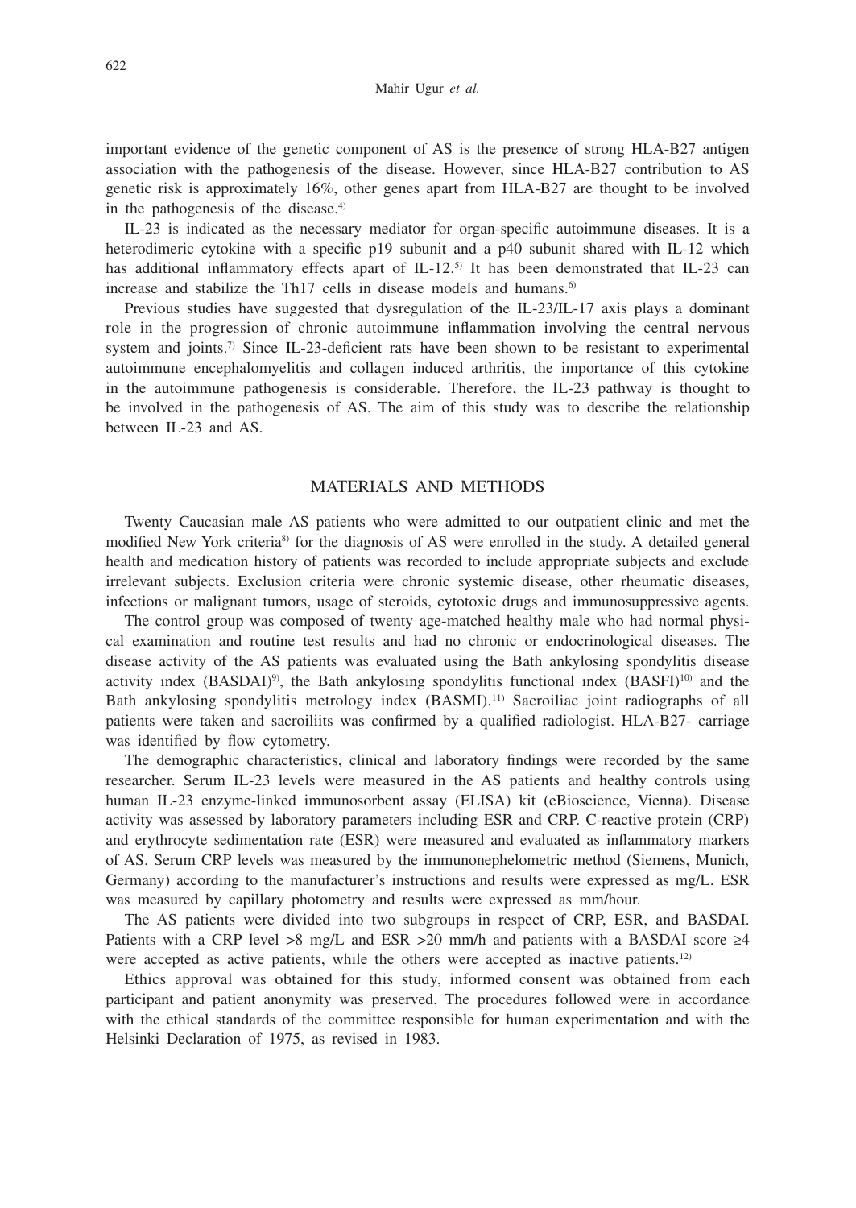important evidence of the genetic component of AS is the presence of strong HLA-B27 antigen association with the pathogenesis of the disease. However, since HLA-B27 contribution to AS genetic risk is approximately 16%, other genes apart from HLA-B27 are thought to be involved in the pathogenesis of the disease.[4]

IL-23 is indicated as the necessary mediator for organ-specific autoimmune diseases. It is a heterodimeric cytokine with a specific p19 subunit and a p40 subunit shared with IL-12 which has additional inflammatory effects apart of IL-12.[5] It has been demonstrated that IL-23 can increase and stabilize the Th17 cells in disease models and humans.[6]

Previous studies have suggested that dysregulation of the IL-23/IL-17 axis plays a dominant role in the progression of chronic autoimmune inflammation involving the central nervous system and joints.[7] Since IL-23-deficient rats have been shown to be resistant to experimental autoimmune encephalomyelitis and collagen induced arthritis, the importance of this cytokine in the autoimmune pathogenesis is considerable. Therefore, the IL-23 pathway is thought to be involved in the pathogenesis of AS. The aim of this study was to describe the relationship between IL-23 and AS.

## MATERIALS AND METHODS

Twenty Caucasian male AS patients who were admitted to our outpatient clinic and met the modified New York criteria[8] for the diagnosis of AS were enrolled in the study. A detailed general health and medication history of patients was recorded to include appropriate subjects and exclude irrelevant subjects. Exclusion criteria were chronic systemic disease, other rheumatic diseases, infections or malignant tumors, usage of steroids, cytotoxic drugs and immunosuppressive agents.

The control group was composed of twenty age-matched healthy male who had normal physical examination and routine test results and had no chronic or endocrinological diseases. The disease activity of the AS patients was evaluated using the Bath ankylosing spondylitis disease activity ındex (BASDAI)[9], the Bath ankylosing spondylitis functional ındex (BASFI)[10] and the Bath ankylosing spondylitis metrology index (BASMI).[11] Sacroiliac joint radiographs of all patients were taken and sacroiliits was confirmed by a qualified radiologist. HLA-B27- carriage was identified by flow cytometry.

The demographic characteristics, clinical and laboratory findings were recorded by the same researcher. Serum IL-23 levels were measured in the AS patients and healthy controls using human IL-23 enzyme-linked immunosorbent assay (ELISA) kit (eBioscience, Vienna). Disease activity was assessed by laboratory parameters including ESR and CRP. C-reactive protein (CRP) and erythrocyte sedimentation rate (ESR) were measured and evaluated as inflammatory markers of AS. Serum CRP levels was measured by the immunonephelometric method (Siemens, Munich, Germany) according to the manufacturer's instructions and results were expressed as mg/L. ESR was measured by capillary photometry and results were expressed as mm/hour.

The AS patients were divided into two subgroups in respect of CRP, ESR, and BASDAI. Patients with a CRP level >8 mg/L and ESR >20 mm/h and patients with a BASDAI score ≥4 were accepted as active patients, while the others were accepted as inactive patients.[12]

Ethics approval was obtained for this study, informed consent was obtained from each participant and patient anonymity was preserved. The procedures followed were in accordance with the ethical standards of the committee responsible for human experimentation and with the Helsinki Declaration of 1975, as revised in 1983.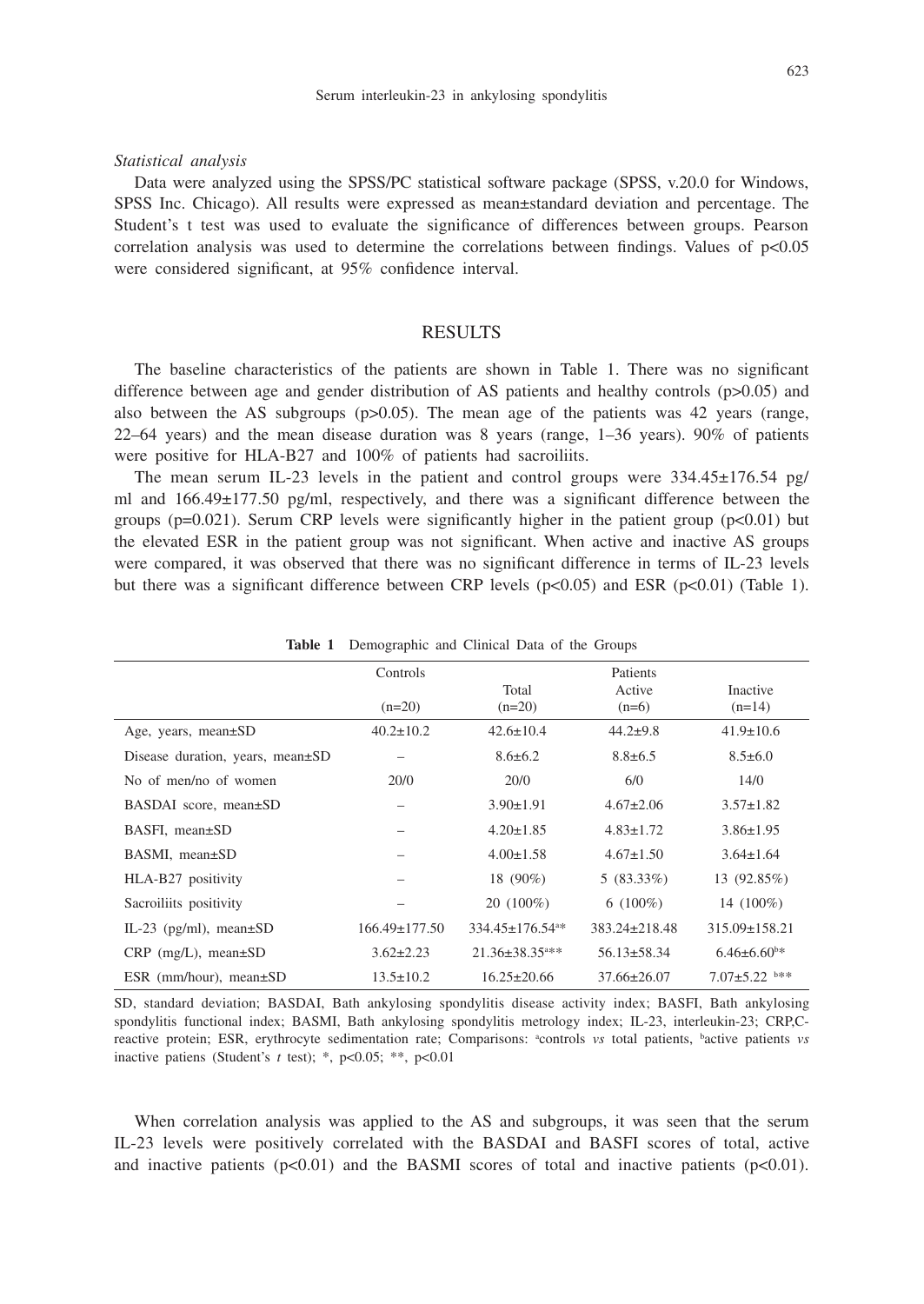*Statistical analysis*

Data were analyzed using the SPSS/PC statistical software package (SPSS, v.20.0 for Windows, SPSS Inc. Chicago). All results were expressed as mean±standard deviation and percentage. The Student's t test was used to evaluate the significance of differences between groups. Pearson correlation analysis was used to determine the correlations between findings. Values of $p<0.05$ were considered significant, at 95% confidence interval.

## RESULTS

The baseline characteristics of the patients are shown in Table 1. There was no significant difference between age and gender distribution of AS patients and healthy controls ($p>0.05$) and also between the AS subgroups ($p>0.05$). The mean age of the patients was 42 years (range, 22–64 years) and the mean disease duration was 8 years (range, 1–36 years). 90% of patients were positive for HLA-B27 and 100% of patients had sacroiliits.

The mean serum IL-23 levels in the patient and control groups were 334.45±176.54 pg/ml and 166.49±177.50 pg/ml, respectively, and there was a significant difference between the groups ($p=0.021$). Serum CRP levels were significantly higher in the patient group ($p<0.01$) but the elevated ESR in the patient group was not significant. When active and inactive AS groups were compared, it was observed that there was no significant difference in terms of IL-23 levels but there was a significant difference between CRP levels ($p<0.05$) and ESR ($p<0.01$) (Table 1).

**Table 1** Demographic and Clinical Data of the Groups

| | Controls | Patients | | |
|---|---|---|---|---|
| | (n=20) | Total (n=20) | Active (n=6) | Inactive (n=14) |
| Age, years, mean±SD | 40.2±10.2 | 42.6±10.4 | 44.2±9.8 | 41.9±10.6 |
| Disease duration, years, mean±SD | – | 8.6±6.2 | 8.8±6.5 | 8.5±6.0 |
| No of men/no of women | 20/0 | 20/0 | 6/0 | 14/0 |
| BASDAI score, mean±SD | – | 3.90±1.91 | 4.67±2.06 | 3.57±1.82 |
| BASFI, mean±SD | – | 4.20±1.85 | 4.83±1.72 | 3.86±1.95 |
| BASMI, mean±SD | – | 4.00±1.58 | 4.67±1.50 | 3.64±1.64 |
| HLA-B27 positivity | – | 18 (90%) | 5 (83.33%) | 13 (92.85%) |
| Sacroiliits positivity | – | 20 (100%) | 6 (100%) | 14 (100%) |
| IL-23 (pg/ml), mean±SD | 166.49±177.50 | 334.45±176.54[a*] | 383.24±218.48 | 315.09±158.21 |
| CRP (mg/L), mean±SD | 3.62±2.23 | 21.36±38.35[a**] | 56.13±58.34 | 6.46±6.60[b*] |
| ESR (mm/hour), mean±SD | 13.5±10.2 | 16.25±20.66 | 37.66±26.07 | 7.07±5.22 [b**] |

SD, standard deviation; BASDAI, Bath ankylosing spondylitis disease activity index; BASFI, Bath ankylosing spondylitis functional index; BASMI, Bath ankylosing spondylitis metrology index; IL-23, interleukin-23; CRP,C-reactive protein; ESR, erythrocyte sedimentation rate; Comparisons: [a]controls *vs* total patients, [b]active patients *vs* inactive patiens (Student's *t* test); *, $p<0.05$; **, $p<0.01$

When correlation analysis was applied to the AS and subgroups, it was seen that the serum IL-23 levels were positively correlated with the BASDAI and BASFI scores of total, active and inactive patients ($p<0.01$) and the BASMI scores of total and inactive patients ($p<0.01$).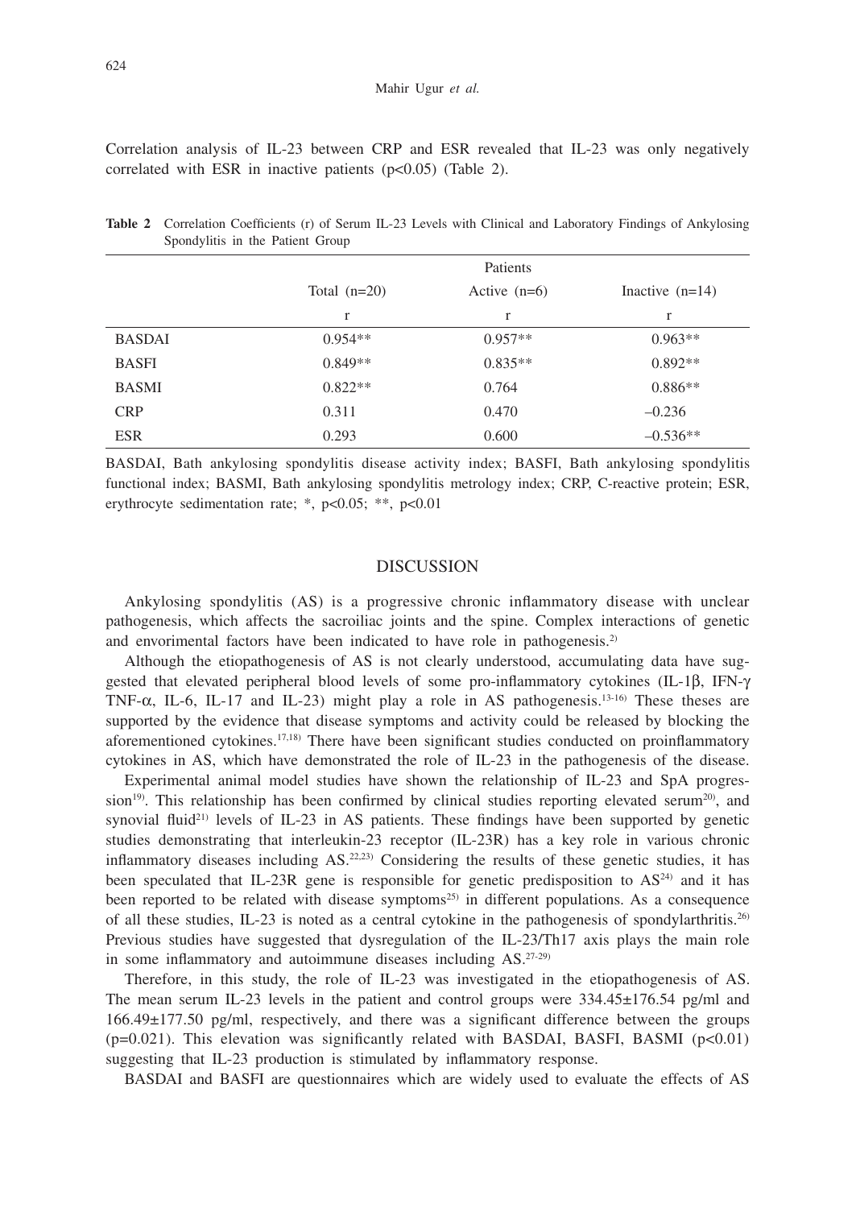Correlation analysis of IL-23 between CRP and ESR revealed that IL-23 was only negatively correlated with ESR in inactive patients ($p<0.05$) (Table 2).

**Table 2** Correlation Coefficients (r) of Serum IL-23 Levels with Clinical and Laboratory Findings of Ankylosing Spondylitis in the Patient Group

| | Patients | | |
|---|---|---|---|
| | Total (n=20) | Active (n=6) | Inactive (n=14) |
| | r | r | r |
| BASDAI | 0.954** | 0.957** | 0.963** |
| BASFI | 0.849** | 0.835** | 0.892** |
| BASMI | 0.822** | 0.764 | 0.886** |
| CRP | 0.311 | 0.470 | –0.236 |
| ESR | 0.293 | 0.600 | –0.536** |

BASDAI, Bath ankylosing spondylitis disease activity index; BASFI, Bath ankylosing spondylitis functional index; BASMI, Bath ankylosing spondylitis metrology index; CRP, C-reactive protein; ESR, erythrocyte sedimentation rate; *, $p<0.05$; **, $p<0.01$

## DISCUSSION

Ankylosing spondylitis (AS) is a progressive chronic inflammatory disease with unclear pathogenesis, which affects the sacroiliac joints and the spine. Complex interactions of genetic and envorimental factors have been indicated to have role in pathogenesis.[2]

Although the etiopathogenesis of AS is not clearly understood, accumulating data have suggested that elevated peripheral blood levels of some pro-inflammatory cytokines (IL-1$\beta$, IFN-$\gamma$ TNF-$\alpha$, IL-6, IL-17 and IL-23) might play a role in AS pathogenesis.[13-16] These theses are supported by the evidence that disease symptoms and activity could be released by blocking the aforementioned cytokines.[17,18] There have been significant studies conducted on proinflammatory cytokines in AS, which have demonstrated the role of IL-23 in the pathogenesis of the disease.

Experimental animal model studies have shown the relationship of IL-23 and SpA progression[19]. This relationship has been confirmed by clinical studies reporting elevated serum[20], and synovial fluid[21] levels of IL-23 in AS patients. These findings have been supported by genetic studies demonstrating that interleukin-23 receptor (IL-23R) has a key role in various chronic inflammatory diseases including AS.[22,23] Considering the results of these genetic studies, it has been speculated that IL-23R gene is responsible for genetic predisposition to AS[24] and it has been reported to be related with disease symptoms[25] in different populations. As a consequence of all these studies, IL-23 is noted as a central cytokine in the pathogenesis of spondylarthritis.[26] Previous studies have suggested that dysregulation of the IL-23/Th17 axis plays the main role in some inflammatory and autoimmune diseases including AS.[27-29]

Therefore, in this study, the role of IL-23 was investigated in the etiopathogenesis of AS. The mean serum IL-23 levels in the patient and control groups were 334.45±176.54 pg/ml and 166.49±177.50 pg/ml, respectively, and there was a significant difference between the groups ($p=0.021$). This elevation was significantly related with BASDAI, BASFI, BASMI ($p<0.01$) suggesting that IL-23 production is stimulated by inflammatory response.

BASDAI and BASFI are questionnaires which are widely used to evaluate the effects of AS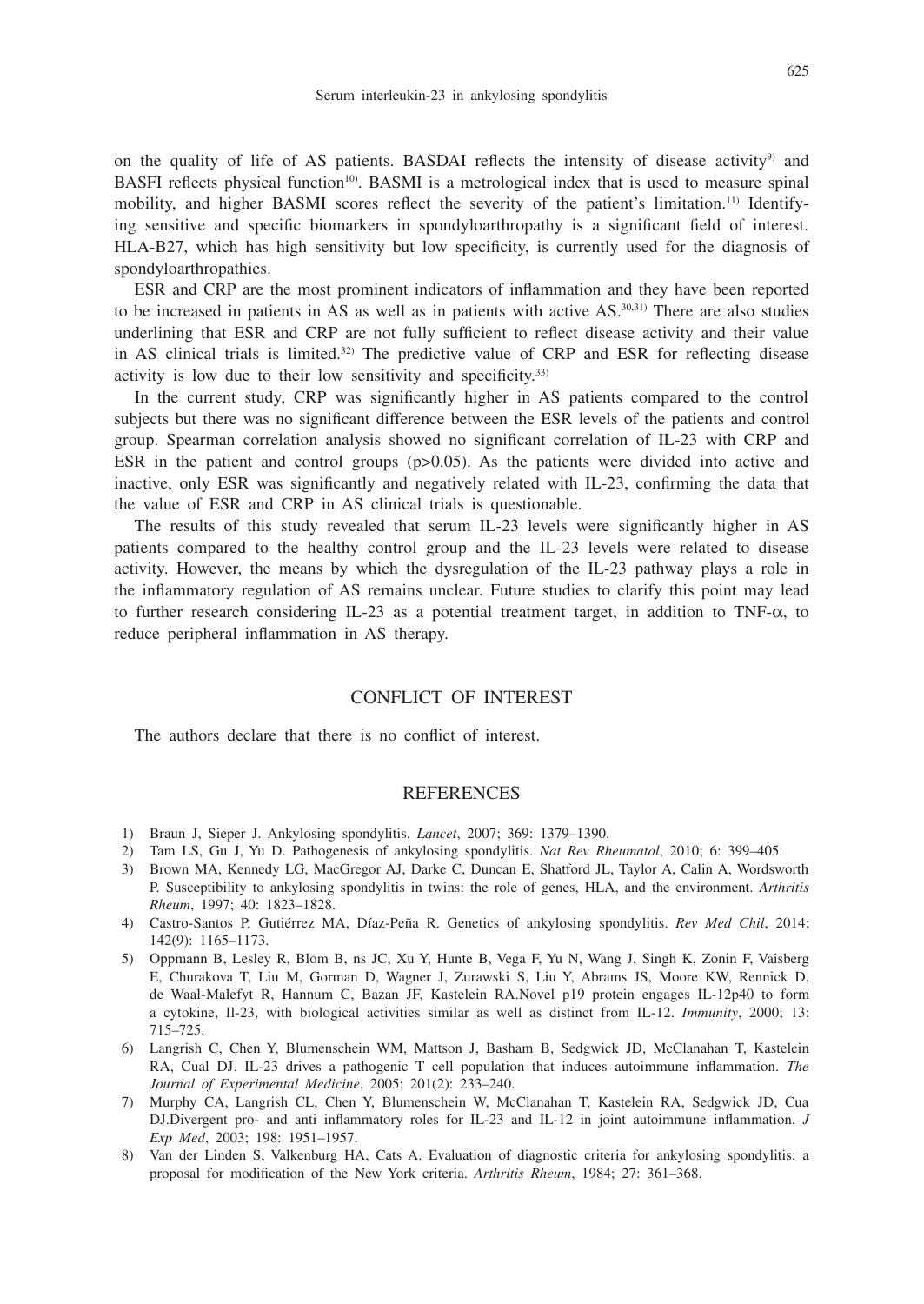on the quality of life of AS patients. BASDAI reflects the intensity of disease activity[9] and BASFI reflects physical function[10]. BASMI is a metrological index that is used to measure spinal mobility, and higher BASMI scores reflect the severity of the patient's limitation.[11] Identifying sensitive and specific biomarkers in spondyloarthropathy is a significant field of interest. HLA-B27, which has high sensitivity but low specificity, is currently used for the diagnosis of spondyloarthropathies.

ESR and CRP are the most prominent indicators of inflammation and they have been reported to be increased in patients in AS as well as in patients with active AS.[30,31] There are also studies underlining that ESR and CRP are not fully sufficient to reflect disease activity and their value in AS clinical trials is limited.[32] The predictive value of CRP and ESR for reflecting disease activity is low due to their low sensitivity and specificity.[33]

In the current study, CRP was significantly higher in AS patients compared to the control subjects but there was no significant difference between the ESR levels of the patients and control group. Spearman correlation analysis showed no significant correlation of IL-23 with CRP and ESR in the patient and control groups ($p>0.05$). As the patients were divided into active and inactive, only ESR was significantly and negatively related with IL-23, confirming the data that the value of ESR and CRP in AS clinical trials is questionable.

The results of this study revealed that serum IL-23 levels were significantly higher in AS patients compared to the healthy control group and the IL-23 levels were related to disease activity. However, the means by which the dysregulation of the IL-23 pathway plays a role in the inflammatory regulation of AS remains unclear. Future studies to clarify this point may lead to further research considering IL-23 as a potential treatment target, in addition to TNF-$\alpha$, to reduce peripheral inflammation in AS therapy.

## CONFLICT OF INTEREST

The authors declare that there is no conflict of interest.

## REFERENCES

1) Braun J, Sieper J. Ankylosing spondylitis. *Lancet*, 2007; 369: 1379–1390.
2) Tam LS, Gu J, Yu D. Pathogenesis of ankylosing spondylitis. *Nat Rev Rheumatol*, 2010; 6: 399–405.
3) Brown MA, Kennedy LG, MacGregor AJ, Darke C, Duncan E, Shatford JL, Taylor A, Calin A, Wordsworth P. Susceptibility to ankylosing spondylitis in twins: the role of genes, HLA, and the environment. *Arthritis Rheum*, 1997; 40: 1823–1828.
4) Castro-Santos P, Gutiérrez MA, Díaz-Peña R. Genetics of ankylosing spondylitis. *Rev Med Chil*, 2014; 142(9): 1165–1173.
5) Oppmann B, Lesley R, Blom B, ns JC, Xu Y, Hunte B, Vega F, Yu N, Wang J, Singh K, Zonin F, Vaisberg E, Churakova T, Liu M, Gorman D, Wagner J, Zurawski S, Liu Y, Abrams JS, Moore KW, Rennick D, de Waal-Malefyt R, Hannum C, Bazan JF, Kastelein RA.Novel p19 protein engages IL-12p40 to form a cytokine, Il-23, with biological activities similar as well as distinct from IL-12. *Immunity*, 2000; 13: 715–725.
6) Langrish C, Chen Y, Blumenschein WM, Mattson J, Basham B, Sedgwick JD, McClanahan T, Kastelein RA, Cual DJ. IL-23 drives a pathogenic T cell population that induces autoimmune inflammation. *The Journal of Experimental Medicine*, 2005; 201(2): 233–240.
7) Murphy CA, Langrish CL, Chen Y, Blumenschein W, McClanahan T, Kastelein RA, Sedgwick JD, Cua DJ.Divergent pro- and anti inflammatory roles for IL-23 and IL-12 in joint autoimmune inflammation. *J Exp Med*, 2003; 198: 1951–1957.
8) Van der Linden S, Valkenburg HA, Cats A. Evaluation of diagnostic criteria for ankylosing spondylitis: a proposal for modification of the New York criteria. *Arthritis Rheum*, 1984; 27: 361–368.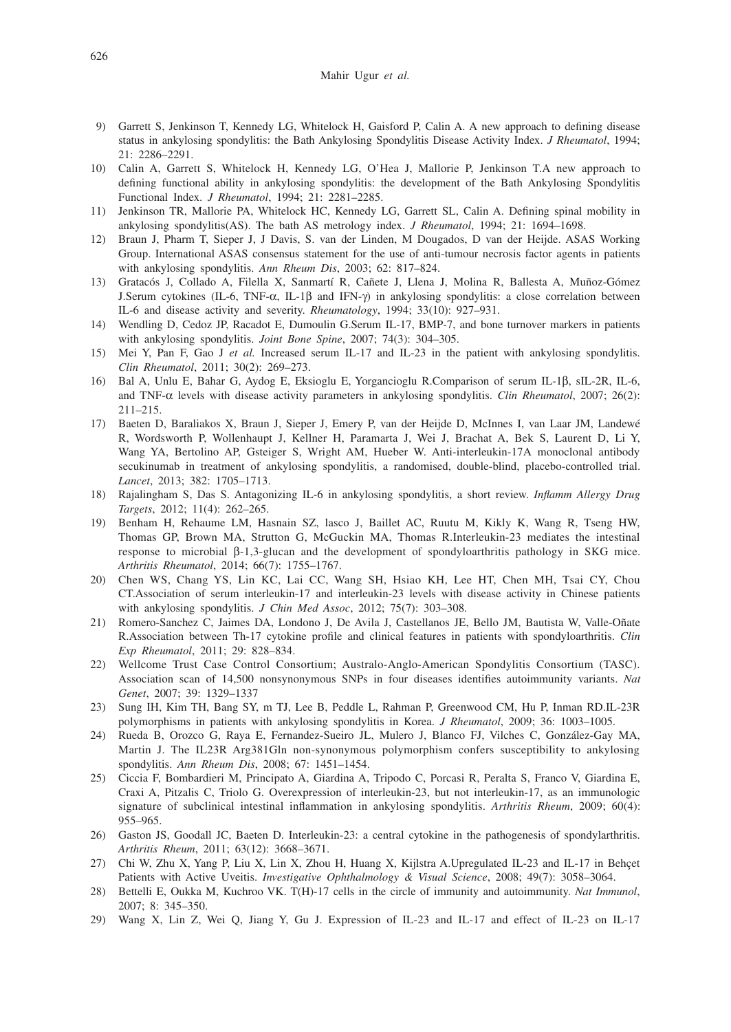9) Garrett S, Jenkinson T, Kennedy LG, Whitelock H, Gaisford P, Calin A. A new approach to defining disease status in ankylosing spondylitis: the Bath Ankylosing Spondylitis Disease Activity Index. *J Rheumatol*, 1994; 21: 2286–2291.
10) Calin A, Garrett S, Whitelock H, Kennedy LG, O'Hea J, Mallorie P, Jenkinson T.A new approach to defining functional ability in ankylosing spondylitis: the development of the Bath Ankylosing Spondylitis Functional Index. *J Rheumatol*, 1994; 21: 2281–2285.
11) Jenkinson TR, Mallorie PA, Whitelock HC, Kennedy LG, Garrett SL, Calin A. Defining spinal mobility in ankylosing spondylitis(AS). The bath AS metrology index. *J Rheumatol*, 1994; 21: 1694–1698.
12) Braun J, Pharm T, Sieper J, J Davis, S. van der Linden, M Dougados, D van der Heijde. ASAS Working Group. International ASAS consensus statement for the use of anti-tumour necrosis factor agents in patients with ankylosing spondylitis. *Ann Rheum Dis*, 2003; 62: 817–824.
13) Gratacós J, Collado A, Filella X, Sanmartí R, Cañete J, Llena J, Molina R, Ballesta A, Muñoz-Gómez J.Serum cytokines (IL-6, TNF-α, IL-1β and IFN-γ) in ankylosing spondylitis: a close correlation between IL-6 and disease activity and severity. *Rheumatology*, 1994; 33(10): 927–931.
14) Wendling D, Cedoz JP, Racadot E, Dumoulin G.Serum IL-17, BMP-7, and bone turnover markers in patients with ankylosing spondylitis. *Joint Bone Spine*, 2007; 74(3): 304–305.
15) Mei Y, Pan F, Gao J *et al.* Increased serum IL-17 and IL-23 in the patient with ankylosing spondylitis. *Clin Rheumatol*, 2011; 30(2): 269–273.
16) Bal A, Unlu E, Bahar G, Aydog E, Eksioglu E, Yorgancioglu R.Comparison of serum IL-1β, sIL-2R, IL-6, and TNF-α levels with disease activity parameters in ankylosing spondylitis. *Clin Rheumatol*, 2007; 26(2): 211–215.
17) Baeten D, Baraliakos X, Braun J, Sieper J, Emery P, van der Heijde D, McInnes I, van Laar JM, Landewé R, Wordsworth P, Wollenhaupt J, Kellner H, Paramarta J, Wei J, Brachat A, Bek S, Laurent D, Li Y, Wang YA, Bertolino AP, Gsteiger S, Wright AM, Hueber W. Anti-interleukin-17A monoclonal antibody secukinumab in treatment of ankylosing spondylitis, a randomised, double-blind, placebo-controlled trial. *Lancet*, 2013; 382: 1705–1713.
18) Rajalingham S, Das S. Antagonizing IL-6 in ankylosing spondylitis, a short review. *Inflamm Allergy Drug Targets*, 2012; 11(4): 262–265.
19) Benham H, Rehaume LM, Hasnain SZ, lasco J, Baillet AC, Ruutu M, Kikly K, Wang R, Tseng HW, Thomas GP, Brown MA, Strutton G, McGuckin MA, Thomas R.Interleukin-23 mediates the intestinal response to microbial β-1,3-glucan and the development of spondyloarthritis pathology in SKG mice. *Arthritis Rheumatol*, 2014; 66(7): 1755–1767.
20) Chen WS, Chang YS, Lin KC, Lai CC, Wang SH, Hsiao KH, Lee HT, Chen MH, Tsai CY, Chou CT.Association of serum interleukin-17 and interleukin-23 levels with disease activity in Chinese patients with ankylosing spondylitis. *J Chin Med Assoc*, 2012; 75(7): 303–308.
21) Romero-Sanchez C, Jaimes DA, Londono J, De Avila J, Castellanos JE, Bello JM, Bautista W, Valle-Oñate R.Association between Th-17 cytokine profile and clinical features in patients with spondyloarthritis. *Clin Exp Rheumatol*, 2011; 29: 828–834.
22) Wellcome Trust Case Control Consortium; Australo-Anglo-American Spondylitis Consortium (TASC). Association scan of 14,500 nonsynonymous SNPs in four diseases identifies autoimmunity variants. *Nat Genet*, 2007; 39: 1329–1337
23) Sung IH, Kim TH, Bang SY, m TJ, Lee B, Peddle L, Rahman P, Greenwood CM, Hu P, Inman RD.IL-23R polymorphisms in patients with ankylosing spondylitis in Korea. *J Rheumatol*, 2009; 36: 1003–1005.
24) Rueda B, Orozco G, Raya E, Fernandez-Sueiro JL, Mulero J, Blanco FJ, Vilches C, González-Gay MA, Martin J. The IL23R Arg381Gln non-synonymous polymorphism confers susceptibility to ankylosing spondylitis. *Ann Rheum Dis*, 2008; 67: 1451–1454.
25) Ciccia F, Bombardieri M, Principato A, Giardina A, Tripodo C, Porcasi R, Peralta S, Franco V, Giardina E, Craxi A, Pitzalis C, Triolo G. Overexpression of interleukin-23, but not interleukin-17, as an immunologic signature of subclinical intestinal inflammation in ankylosing spondylitis. *Arthritis Rheum*, 2009; 60(4): 955–965.
26) Gaston JS, Goodall JC, Baeten D. Interleukin-23: a central cytokine in the pathogenesis of spondylarthritis. *Arthritis Rheum*, 2011; 63(12): 3668–3671.
27) Chi W, Zhu X, Yang P, Liu X, Lin X, Zhou H, Huang X, Kijlstra A.Upregulated IL-23 and IL-17 in Behçet Patients with Active Uveitis. *Investigative Ophthalmology & Visual Science*, 2008; 49(7): 3058–3064.
28) Bettelli E, Oukka M, Kuchroo VK. T(H)-17 cells in the circle of immunity and autoimmunity. *Nat Immunol*, 2007; 8: 345–350.
29) Wang X, Lin Z, Wei Q, Jiang Y, Gu J. Expression of IL-23 and IL-17 and effect of IL-23 on IL-17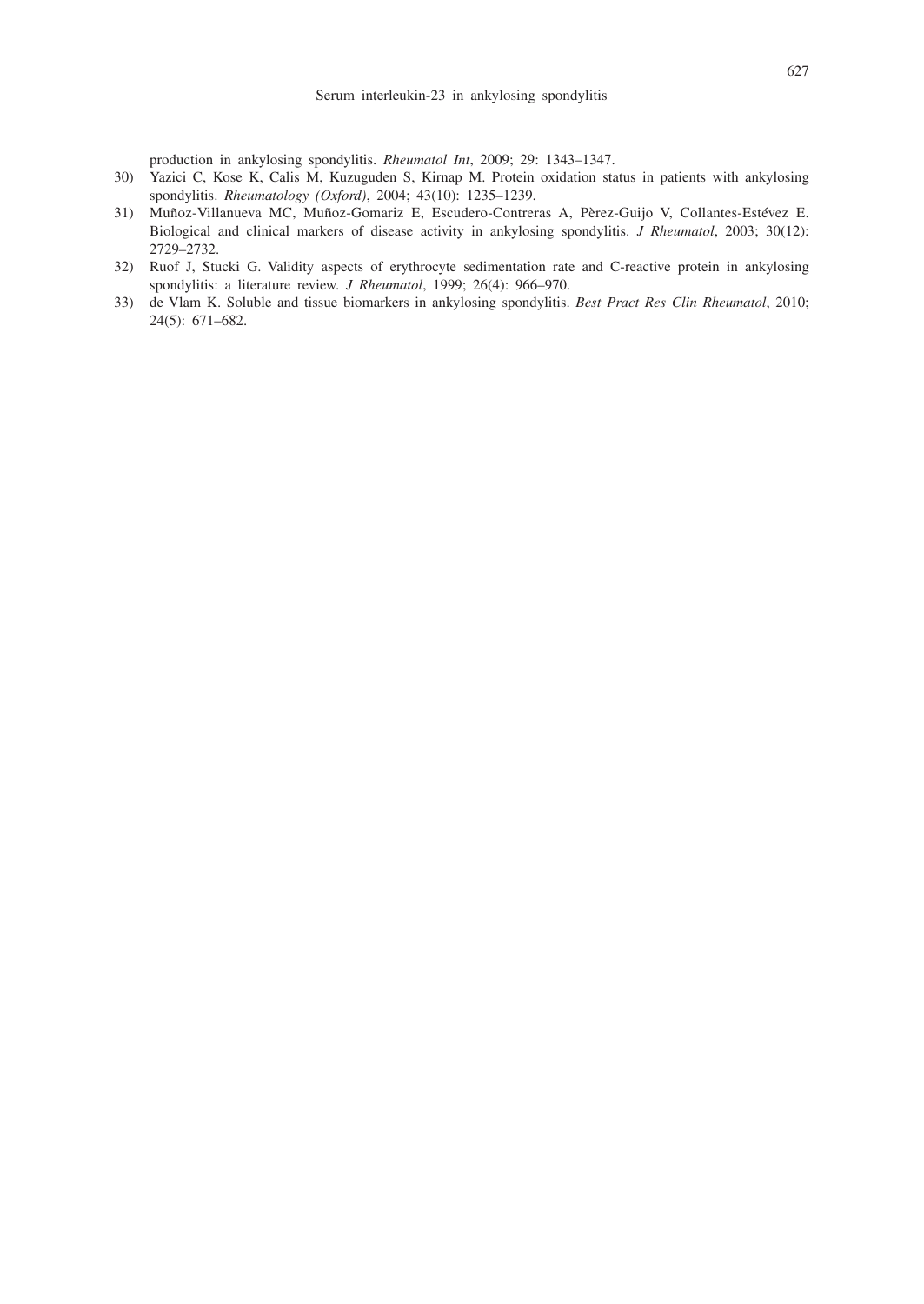production in ankylosing spondylitis. *Rheumatol Int*, 2009; 29: 1343–1347.

30) Yazici C, Kose K, Calis M, Kuzuguden S, Kirnap M. Protein oxidation status in patients with ankylosing spondylitis. *Rheumatology (Oxford)*, 2004; 43(10): 1235–1239.

31) Muñoz-Villanueva MC, Muñoz-Gomariz E, Escudero-Contreras A, Pèrez-Guijo V, Collantes-Estévez E. Biological and clinical markers of disease activity in ankylosing spondylitis. *J Rheumatol*, 2003; 30(12): 2729–2732.

32) Ruof J, Stucki G. Validity aspects of erythrocyte sedimentation rate and C-reactive protein in ankylosing spondylitis: a literature review. *J Rheumatol*, 1999; 26(4): 966–970.

33) de Vlam K. Soluble and tissue biomarkers in ankylosing spondylitis. *Best Pract Res Clin Rheumatol*, 2010; 24(5): 671–682.